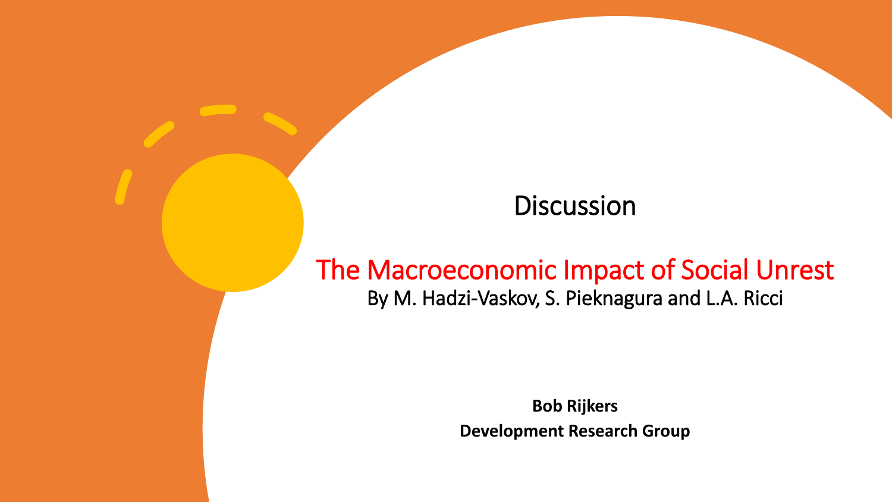Discussion

# The Macroeconomic Impact of Social Unrest

By M. Hadzi-Vaskov, S. Pieknagura and L.A. Ricci

**Bob Rijkers**

**Development Research Group**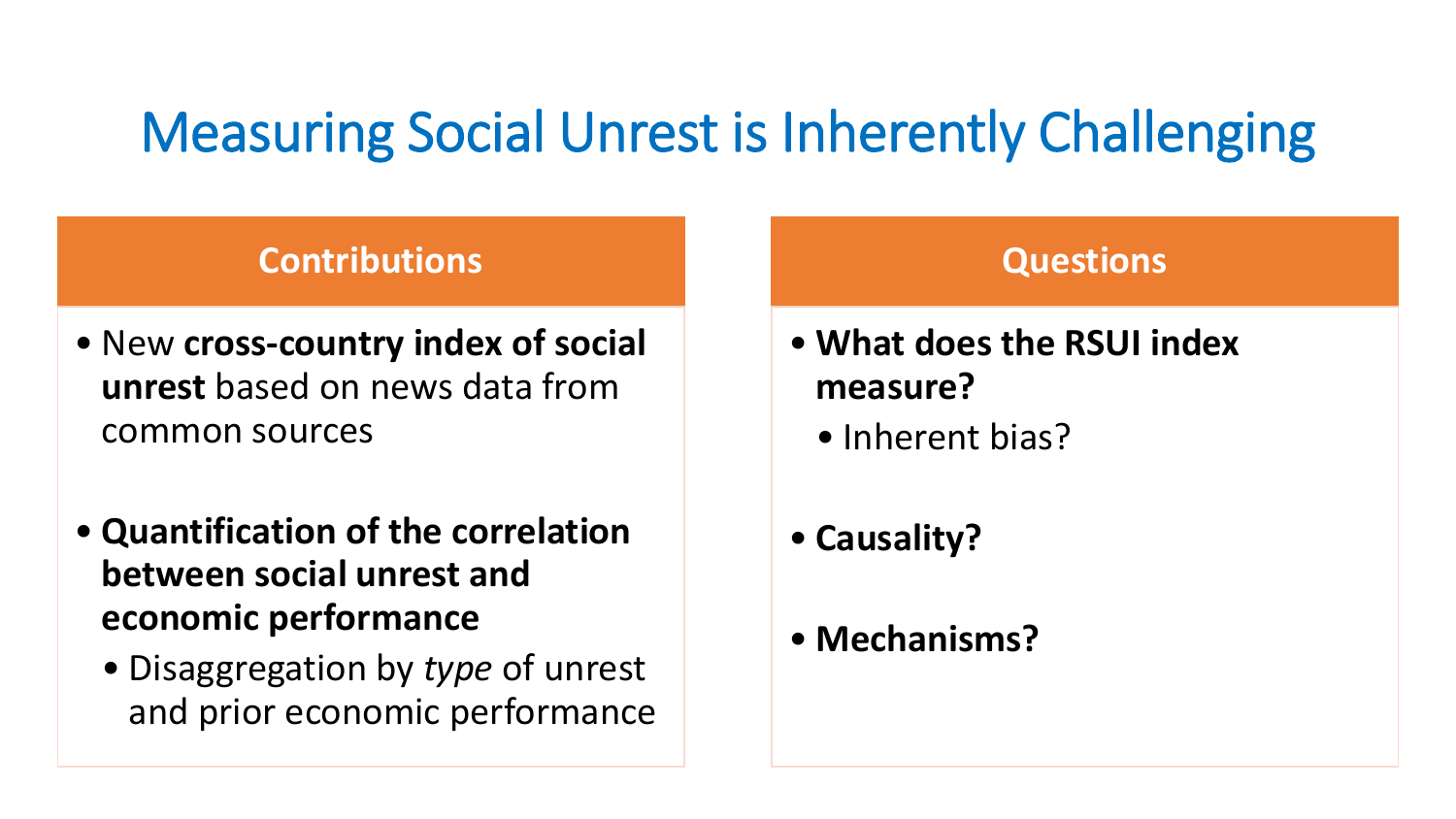# Measuring Social Unrest is Inherently Challenging

## Contributions

- New **cross-country index of social unrest** based on news data from common sources
- **Quantification of the correlation between social unrest and economic performance**
  - Disaggregation by *type* of unrest and prior economic performance

## Questions

- **What does the RSUI index measure?**
  - Inherent bias?
- **Causality?**
- **Mechanisms?**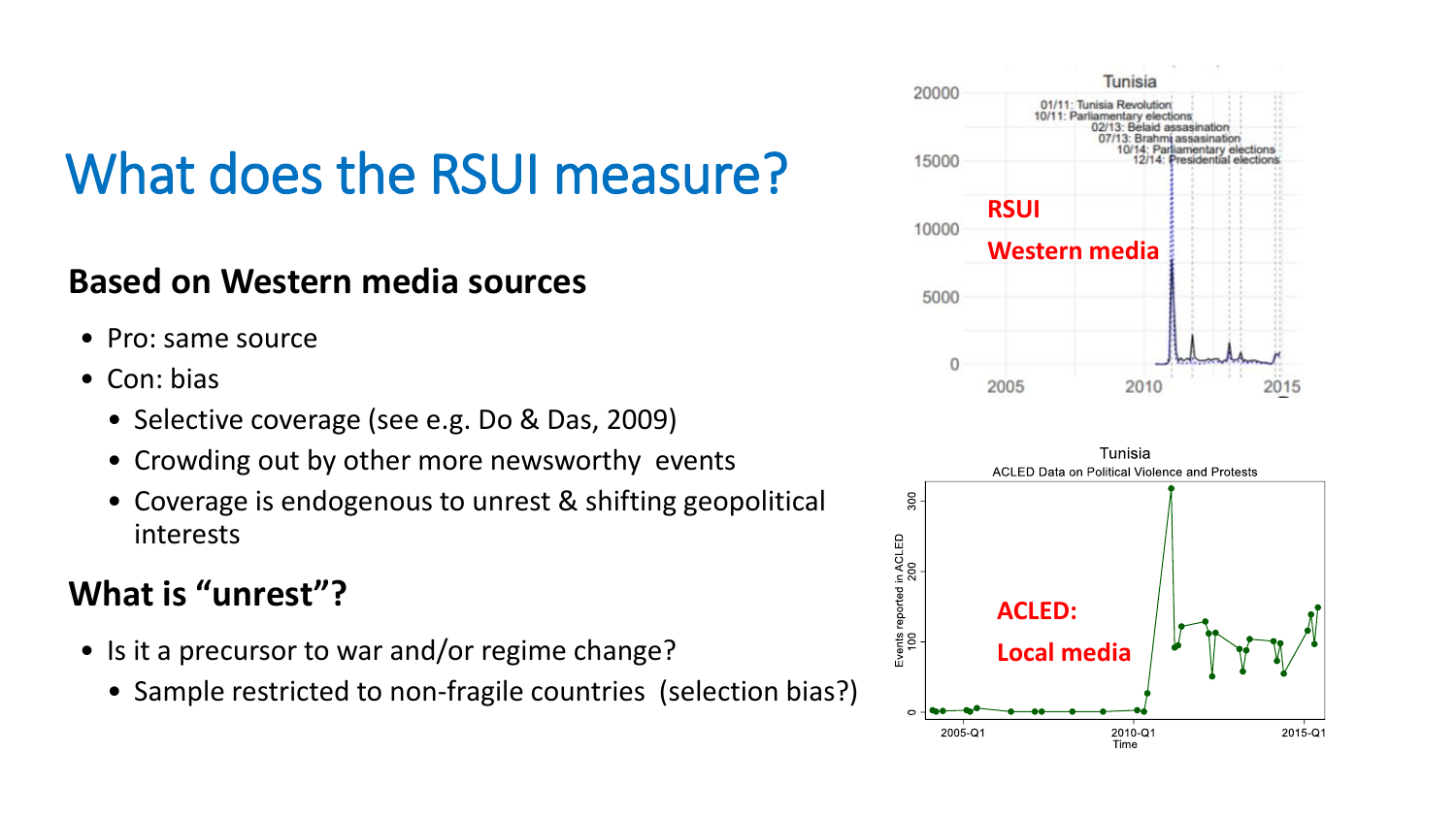# What does the RSUI measure?

## Based on Western media sources

- Pro: same source
- Con: bias
  - Selective coverage (see e.g. Do & Das, 2009)
  - Crowding out by other more newsworthy events
  - Coverage is endogenous to unrest & shifting geopolitical interests

## What is "unrest"?

- Is it a precursor to war and/or regime change?
  - Sample restricted to non-fragile countries (selection bias?)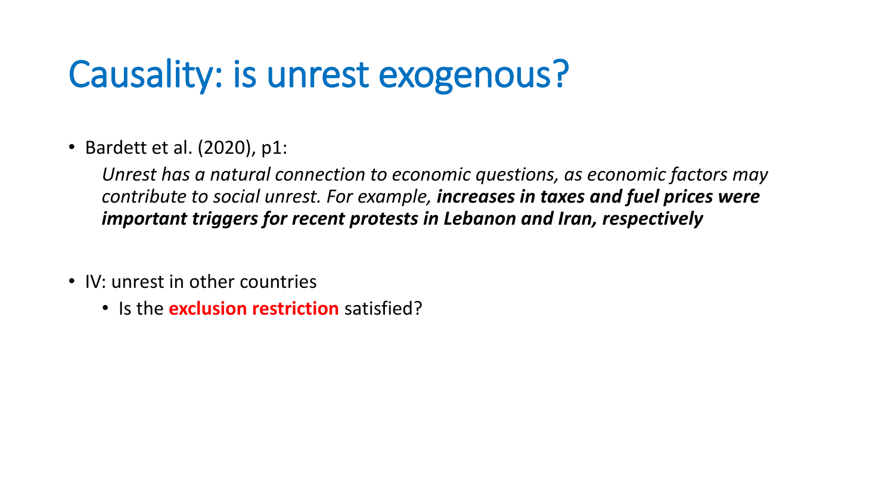# Causality: is unrest exogenous?

- Bardett et al. (2020), p1:

  *Unrest has a natural connection to economic questions, as economic factors may contribute to social unrest. For example, **increases in taxes and fuel prices were important triggers for recent protests in Lebanon and Iran, respectively***

- IV: unrest in other countries
  - Is the **exclusion restriction** satisfied?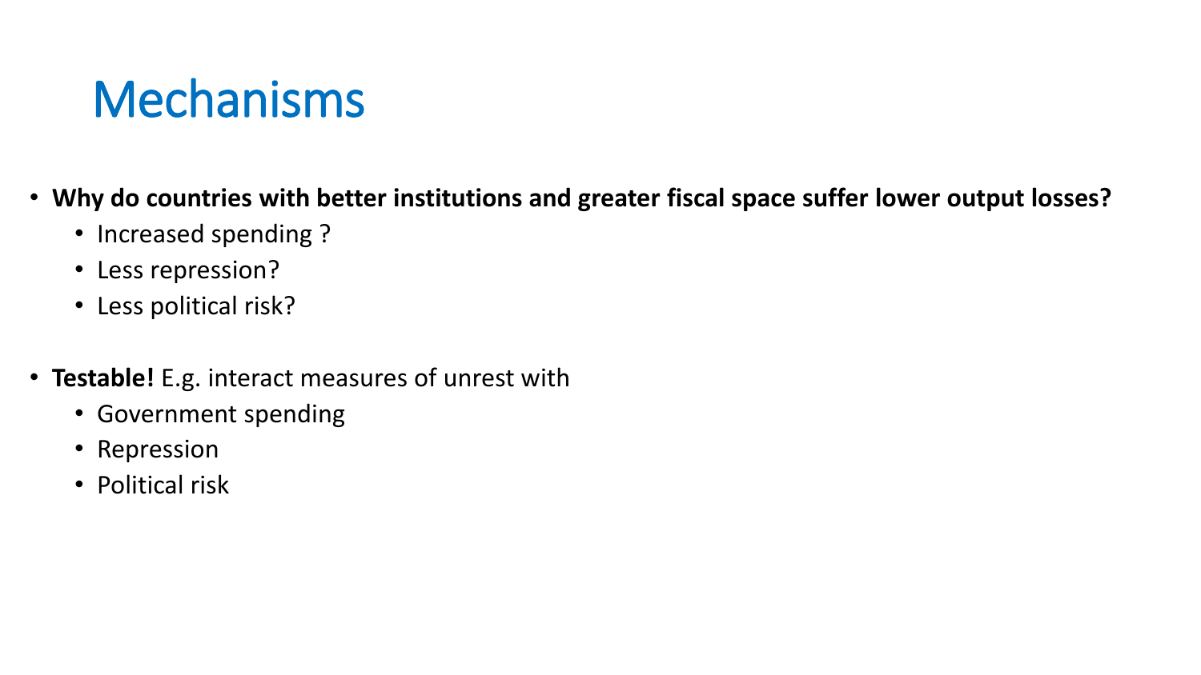# Mechanisms

- **Why do countries with better institutions and greater fiscal space suffer lower output losses?**
  - Increased spending ?
  - Less repression?
  - Less political risk?

- **Testable!** E.g. interact measures of unrest with
  - Government spending
  - Repression
  - Political risk